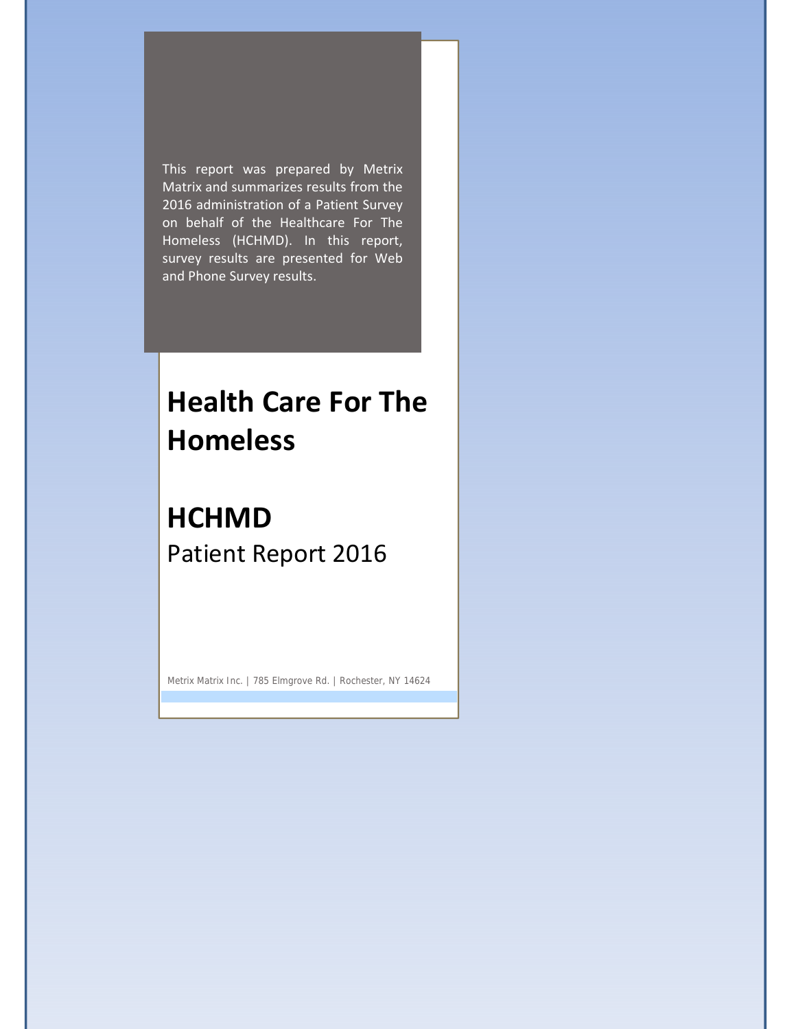This report was prepared by Metrix Matrix and summarizes results from the 2016 administration of a Patient Survey on behalf of the Healthcare For The Homeless (HCHMD). In this report, survey results are presented for Web and Phone Survey results.

# Health Care For The Homeless

# HCHMD

## Patient Report 2016

Metrix Matrix Inc. | 785 Elmgrove Rd. | Rochester, NY 14624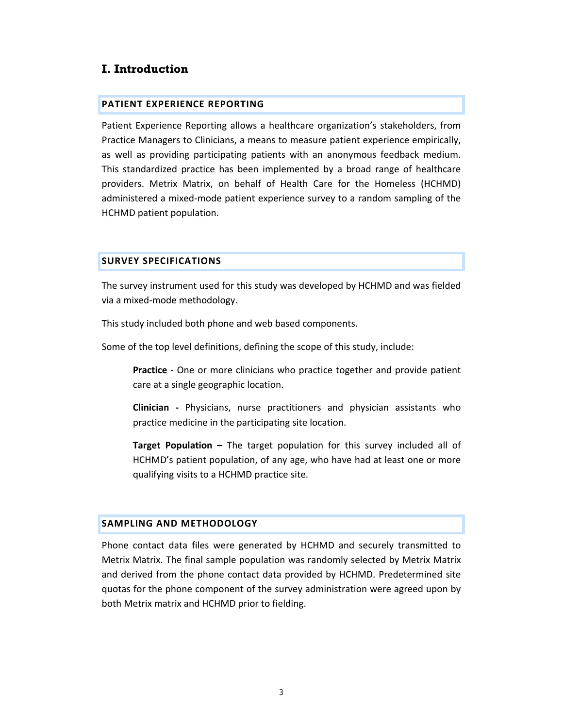# I. Introduction

## PATIENT EXPERIENCE REPORTING

Patient Experience Reporting allows a healthcare organization's stakeholders, from Practice Managers to Clinicians, a means to measure patient experience empirically, as well as providing participating patients with an anonymous feedback medium. This standardized practice has been implemented by a broad range of healthcare providers. Metrix Matrix, on behalf of Health Care for the Homeless (HCHMD) administered a mixed-mode patient experience survey to a random sampling of the HCHMD patient population.

## SURVEY SPECIFICATIONS

The survey instrument used for this study was developed by HCHMD and was fielded via a mixed-mode methodology.

This study included both phone and web based components.

Some of the top level definitions, defining the scope of this study, include:

> **Practice** - One or more clinicians who practice together and provide patient care at a single geographic location.
>
> **Clinician -** Physicians, nurse practitioners and physician assistants who practice medicine in the participating site location.
>
> **Target Population –** The target population for this survey included all of HCHMD's patient population, of any age, who have had at least one or more qualifying visits to a HCHMD practice site.

## SAMPLING AND METHODOLOGY

Phone contact data files were generated by HCHMD and securely transmitted to Metrix Matrix. The final sample population was randomly selected by Metrix Matrix and derived from the phone contact data provided by HCHMD. Predetermined site quotas for the phone component of the survey administration were agreed upon by both Metrix matrix and HCHMD prior to fielding.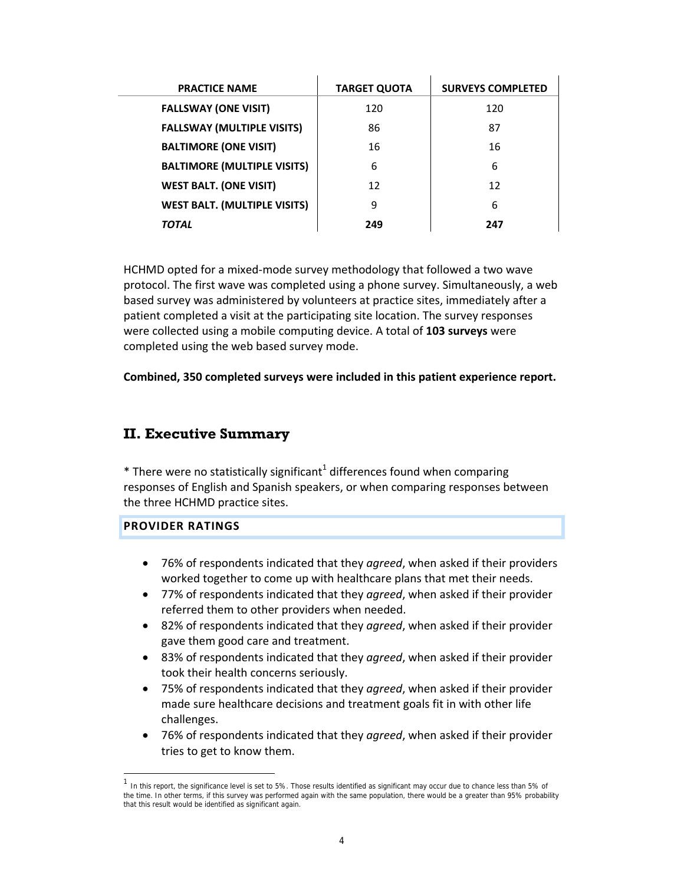| PRACTICE NAME | TARGET QUOTA | SURVEYS COMPLETED |
|---|---|---|
| **FALLSWAY (ONE VISIT)** | 120 | 120 |
| **FALLSWAY (MULTIPLE VISITS)** | 86 | 87 |
| **BALTIMORE (ONE VISIT)** | 16 | 16 |
| **BALTIMORE (MULTIPLE VISITS)** | 6 | 6 |
| **WEST BALT. (ONE VISIT)** | 12 | 12 |
| **WEST BALT. (MULTIPLE VISITS)** | 9 | 6 |
| ***TOTAL*** | **249** | **247** |

HCHMD opted for a mixed-mode survey methodology that followed a two wave protocol. The first wave was completed using a phone survey. Simultaneously, a web based survey was administered by volunteers at practice sites, immediately after a patient completed a visit at the participating site location. The survey responses were collected using a mobile computing device. A total of **103 surveys** were completed using the web based survey mode.

**Combined, 350 completed surveys were included in this patient experience report.**

## II. Executive Summary

* There were no statistically significant[1] differences found when comparing responses of English and Spanish speakers, or when comparing responses between the three HCHMD practice sites.

### PROVIDER RATINGS

- 76% of respondents indicated that they *agreed*, when asked if their providers worked together to come up with healthcare plans that met their needs.
- 77% of respondents indicated that they *agreed*, when asked if their provider referred them to other providers when needed.
- 82% of respondents indicated that they *agreed*, when asked if their provider gave them good care and treatment.
- 83% of respondents indicated that they *agreed*, when asked if their provider took their health concerns seriously.
- 75% of respondents indicated that they *agreed*, when asked if their provider made sure healthcare decisions and treatment goals fit in with other life challenges.
- 76% of respondents indicated that they *agreed*, when asked if their provider tries to get to know them.

[1] In this report, the significance level is set to 5%. Those results identified as significant may occur due to chance less than 5% of the time. In other terms, if this survey was performed again with the same population, there would be a greater than 95% probability that this result would be identified as significant again.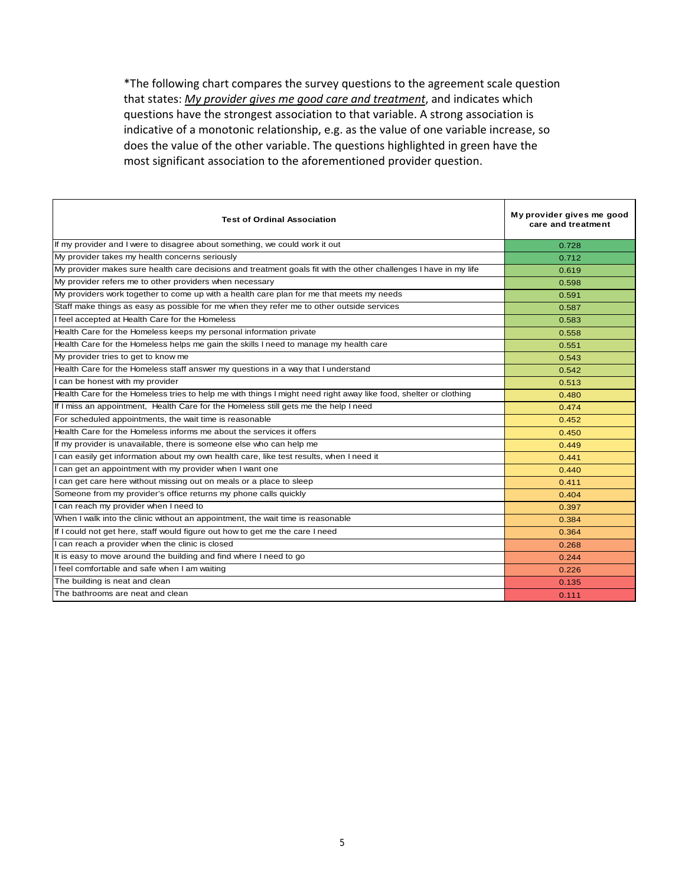*The following chart compares the survey questions to the agreement scale question that states: *My provider gives me good care and treatment*, and indicates which questions have the strongest association to that variable. A strong association is indicative of a monotonic relationship, e.g. as the value of one variable increase, so does the value of the other variable. The questions highlighted in green have the most significant association to the aforementioned provider question.

| Test of Ordinal Association | My provider gives me good care and treatment |
|---|---|
| If my provider and I were to disagree about something, we could work it out | 0.728 |
| My provider takes my health concerns seriously | 0.712 |
| My provider makes sure health care decisions and treatment goals fit with the other challenges I have in my life | 0.619 |
| My provider refers me to other providers when necessary | 0.598 |
| My providers work together to come up with a health care plan for me that meets my needs | 0.591 |
| Staff make things as easy as possible for me when they refer me to other outside services | 0.587 |
| I feel accepted at Health Care for the Homeless | 0.583 |
| Health Care for the Homeless keeps my personal information private | 0.558 |
| Health Care for the Homeless helps me gain the skills I need to manage my health care | 0.551 |
| My provider tries to get to know me | 0.543 |
| Health Care for the Homeless staff answer my questions in a way that I understand | 0.542 |
| I can be honest with my provider | 0.513 |
| Health Care for the Homeless tries to help me with things I might need right away like food, shelter or clothing | 0.480 |
| If I miss an appointment, Health Care for the Homeless still gets me the help I need | 0.474 |
| For scheduled appointments, the wait time is reasonable | 0.452 |
| Health Care for the Homeless informs me about the services it offers | 0.450 |
| If my provider is unavailable, there is someone else who can help me | 0.449 |
| I can easily get information about my own health care, like test results, when I need it | 0.441 |
| I can get an appointment with my provider when I want one | 0.440 |
| I can get care here without missing out on meals or a place to sleep | 0.411 |
| Someone from my provider's office returns my phone calls quickly | 0.404 |
| I can reach my provider when I need to | 0.397 |
| When I walk into the clinic without an appointment, the wait time is reasonable | 0.384 |
| If I could not get here, staff would figure out how to get me the care I need | 0.364 |
| I can reach a provider when the clinic is closed | 0.268 |
| It is easy to move around the building and find where I need to go | 0.244 |
| I feel comfortable and safe when I am waiting | 0.226 |
| The building is neat and clean | 0.135 |
| The bathrooms are neat and clean | 0.111 |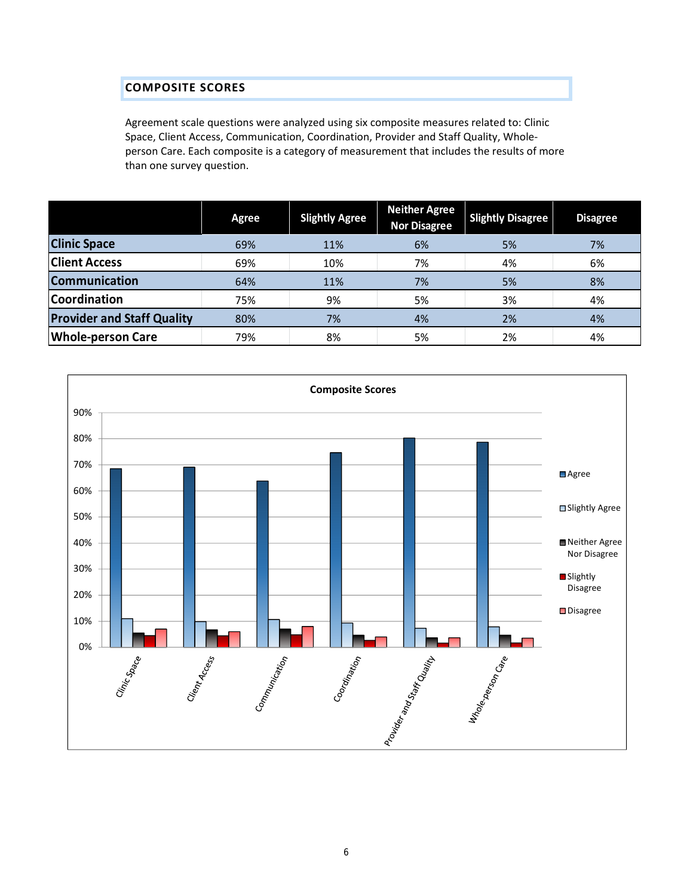## COMPOSITE SCORES

Agreement scale questions were analyzed using six composite measures related to: Clinic Space, Client Access, Communication, Coordination, Provider and Staff Quality, Whole-person Care. Each composite is a category of measurement that includes the results of more than one survey question.

| | Agree | Slightly Agree | Neither Agree Nor Disagree | Slightly Disagree | Disagree |
|---|---|---|---|---|---|
| **Clinic Space** | 69% | 11% | 6% | 5% | 7% |
| **Client Access** | 69% | 10% | 7% | 4% | 6% |
| **Communication** | 64% | 11% | 7% | 5% | 8% |
| **Coordination** | 75% | 9% | 5% | 3% | 4% |
| **Provider and Staff Quality** | 80% | 7% | 4% | 2% | 4% |
| **Whole-person Care** | 79% | 8% | 5% | 2% | 4% |

**Composite Scores**

(Bar chart: y-axis 0%–90%; categories: Clinic Space, Client Access, Communication, Coordination, Provider and Staff Quality, Whole-person Care; legend: Agree, Slightly Agree, Neither Agree Nor Disagree, Slightly Disagree, Disagree)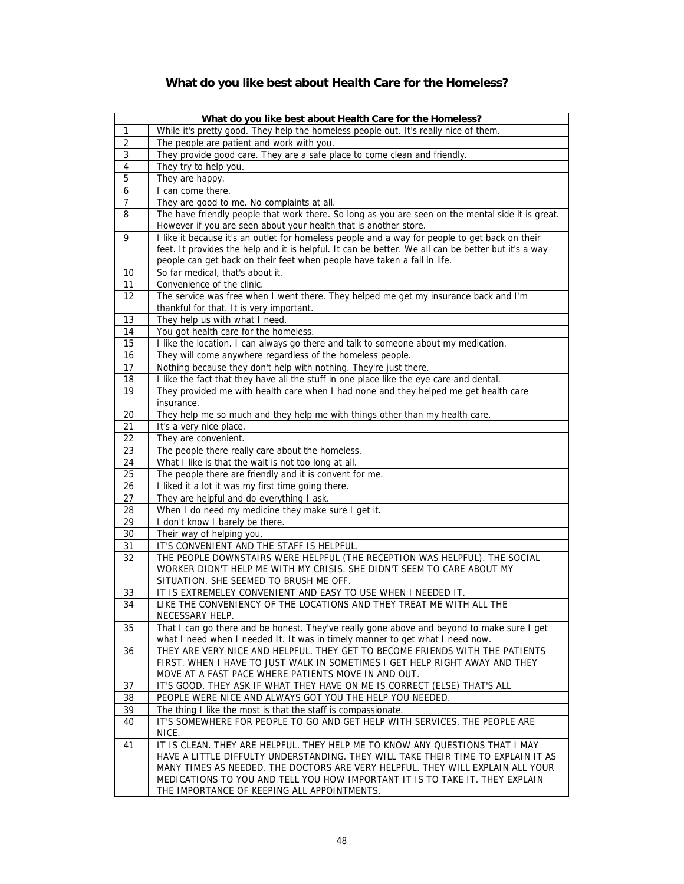# What do you like best about Health Care for the Homeless?

| | What do you like best about Health Care for the Homeless? |
|---|---|
| 1 | While it's pretty good. They help the homeless people out. It's really nice of them. |
| 2 | The people are patient and work with you. |
| 3 | They provide good care. They are a safe place to come clean and friendly. |
| 4 | They try to help you. |
| 5 | They are happy. |
| 6 | I can come there. |
| 7 | They are good to me. No complaints at all. |
| 8 | The have friendly people that work there. So long as you are seen on the mental side it is great. However if you are seen about your health that is another store. |
| 9 | I like it because it's an outlet for homeless people and a way for people to get back on their feet. It provides the help and it is helpful. It can be better. We all can be better but it's a way people can get back on their feet when people have taken a fall in life. |
| 10 | So far medical, that's about it. |
| 11 | Convenience of the clinic. |
| 12 | The service was free when I went there. They helped me get my insurance back and I'm thankful for that. It is very important. |
| 13 | They help us with what I need. |
| 14 | You got health care for the homeless. |
| 15 | I like the location. I can always go there and talk to someone about my medication. |
| 16 | They will come anywhere regardless of the homeless people. |
| 17 | Nothing because they don't help with nothing. They're just there. |
| 18 | I like the fact that they have all the stuff in one place like the eye care and dental. |
| 19 | They provided me with health care when I had none and they helped me get health care insurance. |
| 20 | They help me so much and they help me with things other than my health care. |
| 21 | It's a very nice place. |
| 22 | They are convenient. |
| 23 | The people there really care about the homeless. |
| 24 | What I like is that the wait is not too long at all. |
| 25 | The people there are friendly and it is convent for me. |
| 26 | I liked it a lot it was my first time going there. |
| 27 | They are helpful and do everything I ask. |
| 28 | When I do need my medicine they make sure I get it. |
| 29 | I don't know I barely be there. |
| 30 | Their way of helping you. |
| 31 | IT'S CONVENIENT AND THE STAFF IS HELPFUL. |
| 32 | THE PEOPLE DOWNSTAIRS WERE HELPFUL (THE RECEPTION WAS HELPFUL). THE SOCIAL WORKER DIDN'T HELP ME WITH MY CRISIS. SHE DIDN'T SEEM TO CARE ABOUT MY SITUATION. SHE SEEMED TO BRUSH ME OFF. |
| 33 | IT IS EXTREMELEY CONVENIENT AND EASY TO USE WHEN I NEEDED IT. |
| 34 | LIKE THE CONVENIENCY OF THE LOCATIONS AND THEY TREAT ME WITH ALL THE NECESSARY HELP. |
| 35 | That I can go there and be honest. They've really gone above and beyond to make sure I get what I need when I needed It. It was in timely manner to get what I need now. |
| 36 | THEY ARE VERY NICE AND HELPFUL. THEY GET TO BECOME FRIENDS WITH THE PATIENTS FIRST. WHEN I HAVE TO JUST WALK IN SOMETIMES I GET HELP RIGHT AWAY AND THEY MOVE AT A FAST PACE WHERE PATIENTS MOVE IN AND OUT. |
| 37 | IT'S GOOD. THEY ASK IF WHAT THEY HAVE ON ME IS CORRECT (ELSE) THAT'S ALL |
| 38 | PEOPLE WERE NICE AND ALWAYS GOT YOU THE HELP YOU NEEDED. |
| 39 | The thing I like the most is that the staff is compassionate. |
| 40 | IT'S SOMEWHERE FOR PEOPLE TO GO AND GET HELP WITH SERVICES. THE PEOPLE ARE NICE. |
| 41 | IT IS CLEAN. THEY ARE HELPFUL. THEY HELP ME TO KNOW ANY QUESTIONS THAT I MAY HAVE A LITTLE DIFFULTY UNDERSTANDING. THEY WILL TAKE THEIR TIME TO EXPLAIN IT AS MANY TIMES AS NEEDED. THE DOCTORS ARE VERY HELPFUL. THEY WILL EXPLAIN ALL YOUR MEDICATIONS TO YOU AND TELL YOU HOW IMPORTANT IT IS TO TAKE IT. THEY EXPLAIN THE IMPORTANCE OF KEEPING ALL APPOINTMENTS. |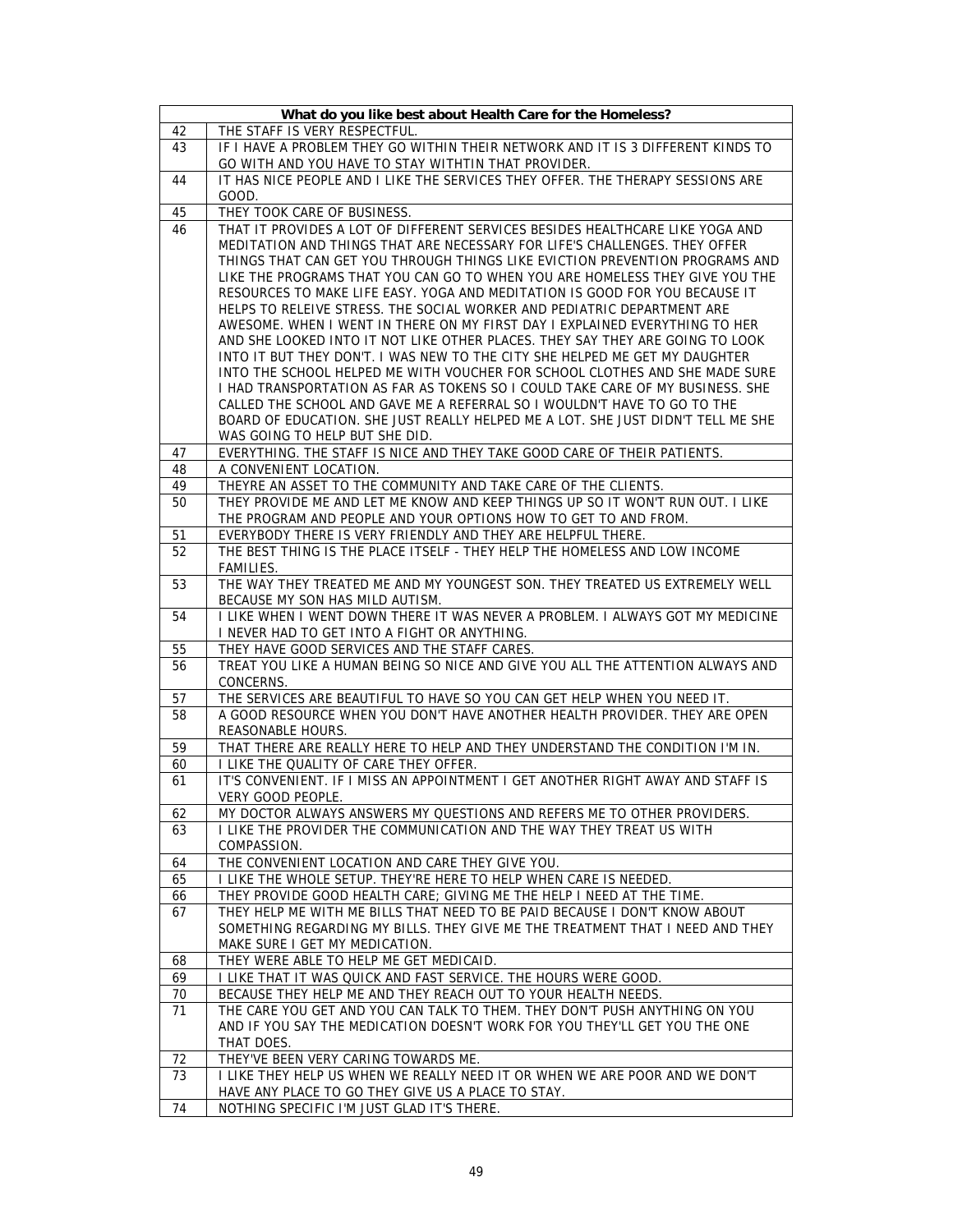| | What do you like best about Health Care for the Homeless? |
|---|---|
| 42 | THE STAFF IS VERY RESPECTFUL. |
| 43 | IF I HAVE A PROBLEM THEY GO WITHIN THEIR NETWORK AND IT IS 3 DIFFERENT KINDS TO GO WITH AND YOU HAVE TO STAY WITHTIN THAT PROVIDER. |
| 44 | IT HAS NICE PEOPLE AND I LIKE THE SERVICES THEY OFFER. THE THERAPY SESSIONS ARE GOOD. |
| 45 | THEY TOOK CARE OF BUSINESS. |
| 46 | THAT IT PROVIDES A LOT OF DIFFERENT SERVICES BESIDES HEALTHCARE LIKE YOGA AND MEDITATION AND THINGS THAT ARE NECESSARY FOR LIFE'S CHALLENGES. THEY OFFER THINGS THAT CAN GET YOU THROUGH THINGS LIKE EVICTION PREVENTION PROGRAMS AND LIKE THE PROGRAMS THAT YOU CAN GO TO WHEN YOU ARE HOMELESS THEY GIVE YOU THE RESOURCES TO MAKE LIFE EASY. YOGA AND MEDITATION IS GOOD FOR YOU BECAUSE IT HELPS TO RELEIVE STRESS. THE SOCIAL WORKER AND PEDIATRIC DEPARTMENT ARE AWESOME. WHEN I WENT IN THERE ON MY FIRST DAY I EXPLAINED EVERYTHING TO HER AND SHE LOOKED INTO IT NOT LIKE OTHER PLACES. THEY SAY THEY ARE GOING TO LOOK INTO IT BUT THEY DON'T. I WAS NEW TO THE CITY SHE HELPED ME GET MY DAUGHTER INTO THE SCHOOL HELPED ME WITH VOUCHER FOR SCHOOL CLOTHES AND SHE MADE SURE I HAD TRANSPORTATION AS FAR AS TOKENS SO I COULD TAKE CARE OF MY BUSINESS. SHE CALLED THE SCHOOL AND GAVE ME A REFERRAL SO I WOULDN'T HAVE TO GO TO THE BOARD OF EDUCATION. SHE JUST REALLY HELPED ME A LOT. SHE JUST DIDN'T TELL ME SHE WAS GOING TO HELP BUT SHE DID. |
| 47 | EVERYTHING. THE STAFF IS NICE AND THEY TAKE GOOD CARE OF THEIR PATIENTS. |
| 48 | A CONVENIENT LOCATION. |
| 49 | THEYRE AN ASSET TO THE COMMUNITY AND TAKE CARE OF THE CLIENTS. |
| 50 | THEY PROVIDE ME AND LET ME KNOW AND KEEP THINGS UP SO IT WON'T RUN OUT. I LIKE THE PROGRAM AND PEOPLE AND YOUR OPTIONS HOW TO GET TO AND FROM. |
| 51 | EVERYBODY THERE IS VERY FRIENDLY AND THEY ARE HELPFUL THERE. |
| 52 | THE BEST THING IS THE PLACE ITSELF - THEY HELP THE HOMELESS AND LOW INCOME FAMILIES. |
| 53 | THE WAY THEY TREATED ME AND MY YOUNGEST SON. THEY TREATED US EXTREMELY WELL BECAUSE MY SON HAS MILD AUTISM. |
| 54 | I LIKE WHEN I WENT DOWN THERE IT WAS NEVER A PROBLEM. I ALWAYS GOT MY MEDICINE I NEVER HAD TO GET INTO A FIGHT OR ANYTHING. |
| 55 | THEY HAVE GOOD SERVICES AND THE STAFF CARES. |
| 56 | TREAT YOU LIKE A HUMAN BEING SO NICE AND GIVE YOU ALL THE ATTENTION ALWAYS AND CONCERNS. |
| 57 | THE SERVICES ARE BEAUTIFUL TO HAVE SO YOU CAN GET HELP WHEN YOU NEED IT. |
| 58 | A GOOD RESOURCE WHEN YOU DON'T HAVE ANOTHER HEALTH PROVIDER. THEY ARE OPEN REASONABLE HOURS. |
| 59 | THAT THERE ARE REALLY HERE TO HELP AND THEY UNDERSTAND THE CONDITION I'M IN. |
| 60 | I LIKE THE QUALITY OF CARE THEY OFFER. |
| 61 | IT'S CONVENIENT. IF I MISS AN APPOINTMENT I GET ANOTHER RIGHT AWAY AND STAFF IS VERY GOOD PEOPLE. |
| 62 | MY DOCTOR ALWAYS ANSWERS MY QUESTIONS AND REFERS ME TO OTHER PROVIDERS. |
| 63 | I LIKE THE PROVIDER THE COMMUNICATION AND THE WAY THEY TREAT US WITH COMPASSION. |
| 64 | THE CONVENIENT LOCATION AND CARE THEY GIVE YOU. |
| 65 | I LIKE THE WHOLE SETUP. THEY'RE HERE TO HELP WHEN CARE IS NEEDED. |
| 66 | THEY PROVIDE GOOD HEALTH CARE; GIVING ME THE HELP I NEED AT THE TIME. |
| 67 | THEY HELP ME WITH ME BILLS THAT NEED TO BE PAID BECAUSE I DON'T KNOW ABOUT SOMETHING REGARDING MY BILLS. THEY GIVE ME THE TREATMENT THAT I NEED AND THEY MAKE SURE I GET MY MEDICATION. |
| 68 | THEY WERE ABLE TO HELP ME GET MEDICAID. |
| 69 | I LIKE THAT IT WAS QUICK AND FAST SERVICE. THE HOURS WERE GOOD. |
| 70 | BECAUSE THEY HELP ME AND THEY REACH OUT TO YOUR HEALTH NEEDS. |
| 71 | THE CARE YOU GET AND YOU CAN TALK TO THEM. THEY DON'T PUSH ANYTHING ON YOU AND IF YOU SAY THE MEDICATION DOESN'T WORK FOR YOU THEY'LL GET YOU THE ONE THAT DOES. |
| 72 | THEY'VE BEEN VERY CARING TOWARDS ME. |
| 73 | I LIKE THEY HELP US WHEN WE REALLY NEED IT OR WHEN WE ARE POOR AND WE DON'T HAVE ANY PLACE TO GO THEY GIVE US A PLACE TO STAY. |
| 74 | NOTHING SPECIFIC I'M JUST GLAD IT'S THERE. |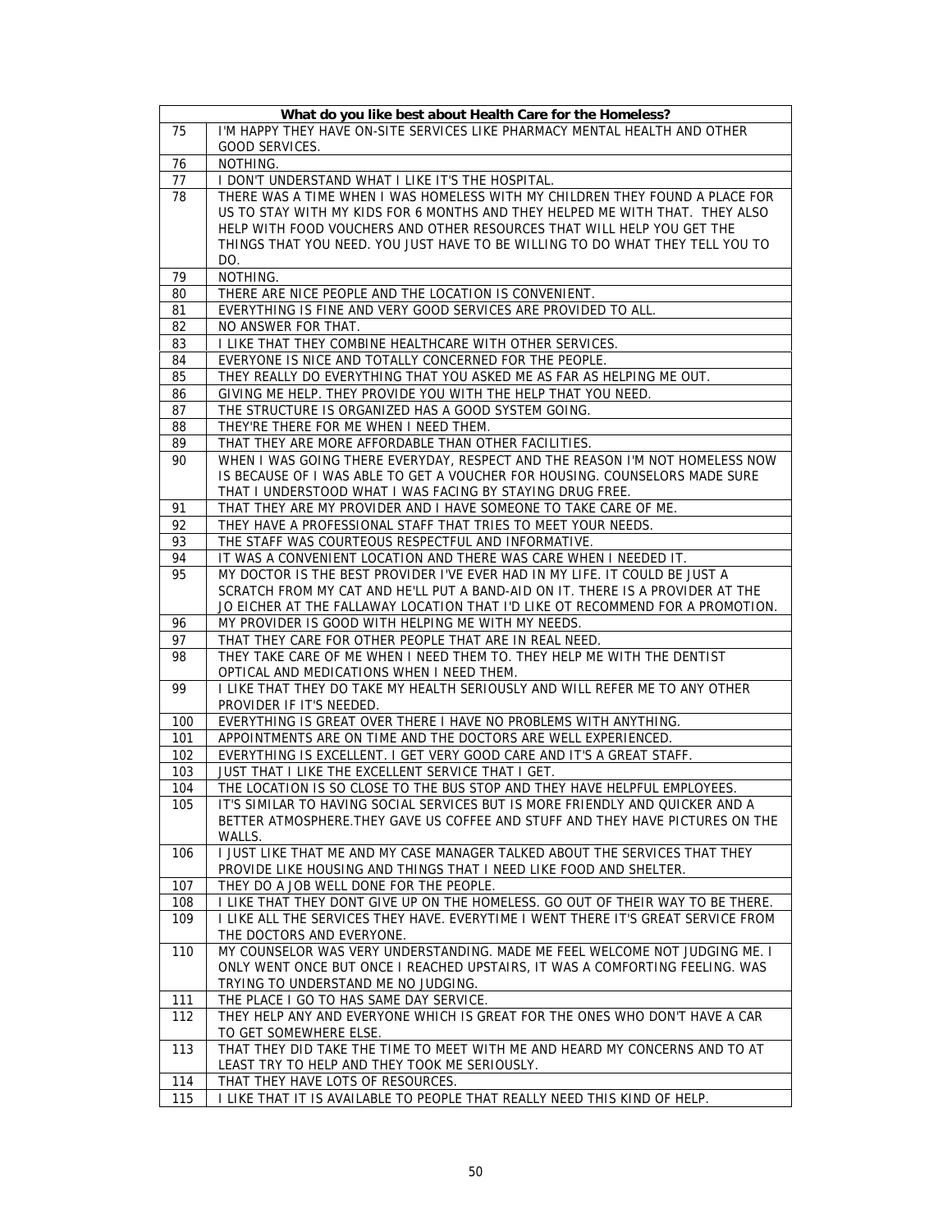| What do you like best about Health Care for the Homeless? | |
|---|---|
| 75 | I'M HAPPY THEY HAVE ON-SITE SERVICES LIKE PHARMACY MENTAL HEALTH AND OTHER GOOD SERVICES. |
| 76 | NOTHING. |
| 77 | I DON'T UNDERSTAND WHAT I LIKE IT'S THE HOSPITAL. |
| 78 | THERE WAS A TIME WHEN I WAS HOMELESS WITH MY CHILDREN THEY FOUND A PLACE FOR US TO STAY WITH MY KIDS FOR 6 MONTHS AND THEY HELPED ME WITH THAT. THEY ALSO HELP WITH FOOD VOUCHERS AND OTHER RESOURCES THAT WILL HELP YOU GET THE THINGS THAT YOU NEED. YOU JUST HAVE TO BE WILLING TO DO WHAT THEY TELL YOU TO DO. |
| 79 | NOTHING. |
| 80 | THERE ARE NICE PEOPLE AND THE LOCATION IS CONVENIENT. |
| 81 | EVERYTHING IS FINE AND VERY GOOD SERVICES ARE PROVIDED TO ALL. |
| 82 | NO ANSWER FOR THAT. |
| 83 | I LIKE THAT THEY COMBINE HEALTHCARE WITH OTHER SERVICES. |
| 84 | EVERYONE IS NICE AND TOTALLY CONCERNED FOR THE PEOPLE. |
| 85 | THEY REALLY DO EVERYTHING THAT YOU ASKED ME AS FAR AS HELPING ME OUT. |
| 86 | GIVING ME HELP. THEY PROVIDE YOU WITH THE HELP THAT YOU NEED. |
| 87 | THE STRUCTURE IS ORGANIZED HAS A GOOD SYSTEM GOING. |
| 88 | THEY'RE THERE FOR ME WHEN I NEED THEM. |
| 89 | THAT THEY ARE MORE AFFORDABLE THAN OTHER FACILITIES. |
| 90 | WHEN I WAS GOING THERE EVERYDAY, RESPECT AND THE REASON I'M NOT HOMELESS NOW IS BECAUSE OF I WAS ABLE TO GET A VOUCHER FOR HOUSING. COUNSELORS MADE SURE THAT I UNDERSTOOD WHAT I WAS FACING BY STAYING DRUG FREE. |
| 91 | THAT THEY ARE MY PROVIDER AND I HAVE SOMEONE TO TAKE CARE OF ME. |
| 92 | THEY HAVE A PROFESSIONAL STAFF THAT TRIES TO MEET YOUR NEEDS. |
| 93 | THE STAFF WAS COURTEOUS RESPECTFUL AND INFORMATIVE. |
| 94 | IT WAS A CONVENIENT LOCATION AND THERE WAS CARE WHEN I NEEDED IT. |
| 95 | MY DOCTOR IS THE BEST PROVIDER I'VE EVER HAD IN MY LIFE. IT COULD BE JUST A SCRATCH FROM MY CAT AND HE'LL PUT A BAND-AID ON IT. THERE IS A PROVIDER AT THE JO EICHER AT THE FALLAWAY LOCATION THAT I'D LIKE OT RECOMMEND FOR A PROMOTION. |
| 96 | MY PROVIDER IS GOOD WITH HELPING ME WITH MY NEEDS. |
| 97 | THAT THEY CARE FOR OTHER PEOPLE THAT ARE IN REAL NEED. |
| 98 | THEY TAKE CARE OF ME WHEN I NEED THEM TO. THEY HELP ME WITH THE DENTIST OPTICAL AND MEDICATIONS WHEN I NEED THEM. |
| 99 | I LIKE THAT THEY DO TAKE MY HEALTH SERIOUSLY AND WILL REFER ME TO ANY OTHER PROVIDER IF IT'S NEEDED. |
| 100 | EVERYTHING IS GREAT OVER THERE I HAVE NO PROBLEMS WITH ANYTHING. |
| 101 | APPOINTMENTS ARE ON TIME AND THE DOCTORS ARE WELL EXPERIENCED. |
| 102 | EVERYTHING IS EXCELLENT. I GET VERY GOOD CARE AND IT'S A GREAT STAFF. |
| 103 | JUST THAT I LIKE THE EXCELLENT SERVICE THAT I GET. |
| 104 | THE LOCATION IS SO CLOSE TO THE BUS STOP AND THEY HAVE HELPFUL EMPLOYEES. |
| 105 | IT'S SIMILAR TO HAVING SOCIAL SERVICES BUT IS MORE FRIENDLY AND QUICKER AND A BETTER ATMOSPHERE.THEY GAVE US COFFEE AND STUFF AND THEY HAVE PICTURES ON THE WALLS. |
| 106 | I JUST LIKE THAT ME AND MY CASE MANAGER TALKED ABOUT THE SERVICES THAT THEY PROVIDE LIKE HOUSING AND THINGS THAT I NEED LIKE FOOD AND SHELTER. |
| 107 | THEY DO A JOB WELL DONE FOR THE PEOPLE. |
| 108 | I LIKE THAT THEY DONT GIVE UP ON THE HOMELESS. GO OUT OF THEIR WAY TO BE THERE. |
| 109 | I LIKE ALL THE SERVICES THEY HAVE. EVERYTIME I WENT THERE IT'S GREAT SERVICE FROM THE DOCTORS AND EVERYONE. |
| 110 | MY COUNSELOR WAS VERY UNDERSTANDING. MADE ME FEEL WELCOME NOT JUDGING ME. I ONLY WENT ONCE BUT ONCE I REACHED UPSTAIRS, IT WAS A COMFORTING FEELING. WAS TRYING TO UNDERSTAND ME NO JUDGING. |
| 111 | THE PLACE I GO TO HAS SAME DAY SERVICE. |
| 112 | THEY HELP ANY AND EVERYONE WHICH IS GREAT FOR THE ONES WHO DON'T HAVE A CAR TO GET SOMEWHERE ELSE. |
| 113 | THAT THEY DID TAKE THE TIME TO MEET WITH ME AND HEARD MY CONCERNS AND TO AT LEAST TRY TO HELP AND THEY TOOK ME SERIOUSLY. |
| 114 | THAT THEY HAVE LOTS OF RESOURCES. |
| 115 | I LIKE THAT IT IS AVAILABLE TO PEOPLE THAT REALLY NEED THIS KIND OF HELP. |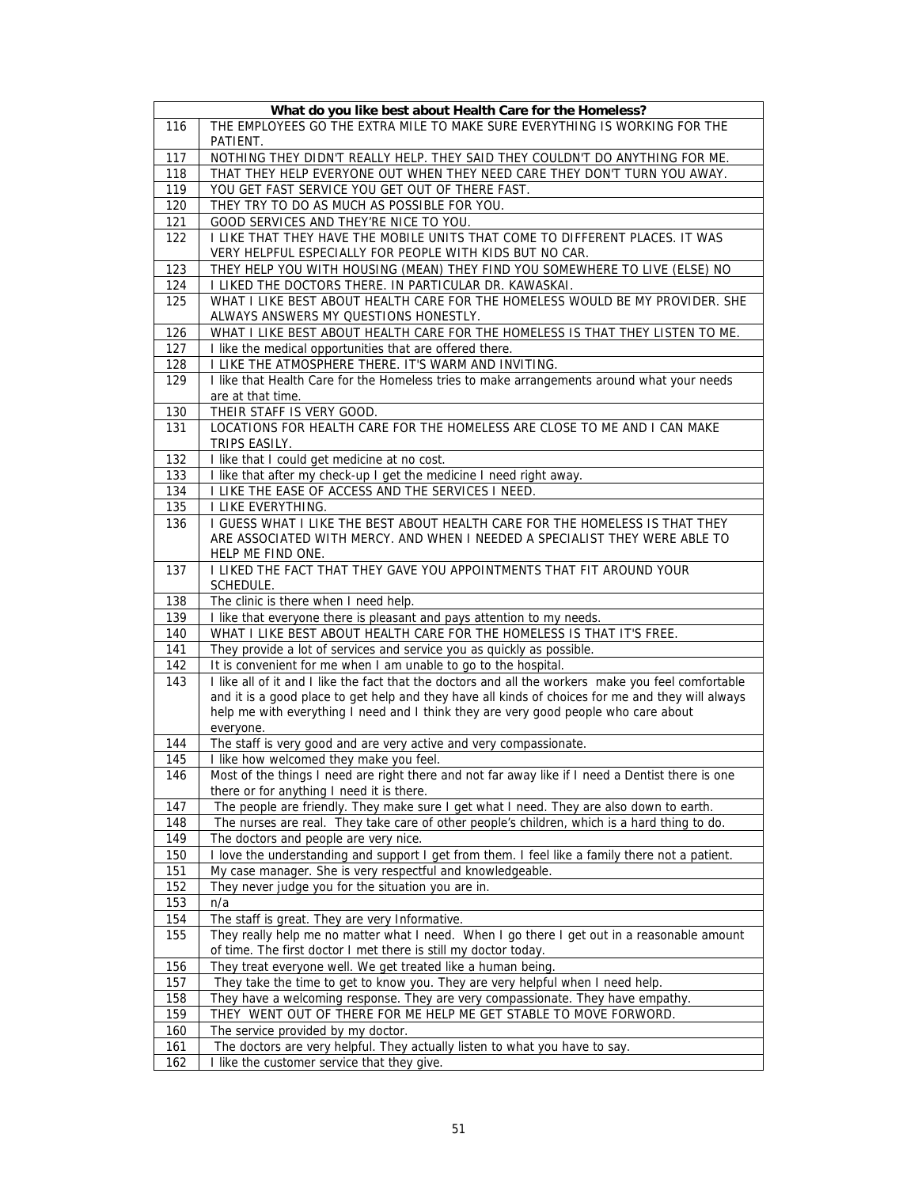| What do you like best about Health Care for the Homeless? | |
|---|---|
| 116 | THE EMPLOYEES GO THE EXTRA MILE TO MAKE SURE EVERYTHING IS WORKING FOR THE PATIENT. |
| 117 | NOTHING THEY DIDN'T REALLY HELP. THEY SAID THEY COULDN'T DO ANYTHING FOR ME. |
| 118 | THAT THEY HELP EVERYONE OUT WHEN THEY NEED CARE THEY DON'T TURN YOU AWAY. |
| 119 | YOU GET FAST SERVICE YOU GET OUT OF THERE FAST. |
| 120 | THEY TRY TO DO AS MUCH AS POSSIBLE FOR YOU. |
| 121 | GOOD SERVICES AND THEY'RE NICE TO YOU. |
| 122 | I LIKE THAT THEY HAVE THE MOBILE UNITS THAT COME TO DIFFERENT PLACES. IT WAS VERY HELPFUL ESPECIALLY FOR PEOPLE WITH KIDS BUT NO CAR. |
| 123 | THEY HELP YOU WITH HOUSING (MEAN) THEY FIND YOU SOMEWHERE TO LIVE (ELSE) NO |
| 124 | I LIKED THE DOCTORS THERE. IN PARTICULAR DR. KAWASKAI. |
| 125 | WHAT I LIKE BEST ABOUT HEALTH CARE FOR THE HOMELESS WOULD BE MY PROVIDER. SHE ALWAYS ANSWERS MY QUESTIONS HONESTLY. |
| 126 | WHAT I LIKE BEST ABOUT HEALTH CARE FOR THE HOMELESS IS THAT THEY LISTEN TO ME. |
| 127 | I like the medical opportunities that are offered there. |
| 128 | I LIKE THE ATMOSPHERE THERE. IT'S WARM AND INVITING. |
| 129 | I like that Health Care for the Homeless tries to make arrangements around what your needs are at that time. |
| 130 | THEIR STAFF IS VERY GOOD. |
| 131 | LOCATIONS FOR HEALTH CARE FOR THE HOMELESS ARE CLOSE TO ME AND I CAN MAKE TRIPS EASILY. |
| 132 | I like that I could get medicine at no cost. |
| 133 | I like that after my check-up I get the medicine I need right away. |
| 134 | I LIKE THE EASE OF ACCESS AND THE SERVICES I NEED. |
| 135 | I LIKE EVERYTHING. |
| 136 | I GUESS WHAT I LIKE THE BEST ABOUT HEALTH CARE FOR THE HOMELESS IS THAT THEY ARE ASSOCIATED WITH MERCY. AND WHEN I NEEDED A SPECIALIST THEY WERE ABLE TO HELP ME FIND ONE. |
| 137 | I LIKED THE FACT THAT THEY GAVE YOU APPOINTMENTS THAT FIT AROUND YOUR SCHEDULE. |
| 138 | The clinic is there when I need help. |
| 139 | I like that everyone there is pleasant and pays attention to my needs. |
| 140 | WHAT I LIKE BEST ABOUT HEALTH CARE FOR THE HOMELESS IS THAT IT'S FREE. |
| 141 | They provide a lot of services and service you as quickly as possible. |
| 142 | It is convenient for me when I am unable to go to the hospital. |
| 143 | I like all of it and I like the fact that the doctors and all the workers make you feel comfortable and it is a good place to get help and they have all kinds of choices for me and they will always help me with everything I need and I think they are very good people who care about everyone. |
| 144 | The staff is very good and are very active and very compassionate. |
| 145 | I like how welcomed they make you feel. |
| 146 | Most of the things I need are right there and not far away like if I need a Dentist there is one there or for anything I need it is there. |
| 147 | The people are friendly. They make sure I get what I need. They are also down to earth. |
| 148 | The nurses are real. They take care of other people's children, which is a hard thing to do. |
| 149 | The doctors and people are very nice. |
| 150 | I love the understanding and support I get from them. I feel like a family there not a patient. |
| 151 | My case manager. She is very respectful and knowledgeable. |
| 152 | They never judge you for the situation you are in. |
| 153 | n/a |
| 154 | The staff is great. They are very Informative. |
| 155 | They really help me no matter what I need. When I go there I get out in a reasonable amount of time. The first doctor I met there is still my doctor today. |
| 156 | They treat everyone well. We get treated like a human being. |
| 157 | They take the time to get to know you. They are very helpful when I need help. |
| 158 | They have a welcoming response. They are very compassionate. They have empathy. |
| 159 | THEY WENT OUT OF THERE FOR ME HELP ME GET STABLE TO MOVE FORWORD. |
| 160 | The service provided by my doctor. |
| 161 | The doctors are very helpful. They actually listen to what you have to say. |
| 162 | I like the customer service that they give. |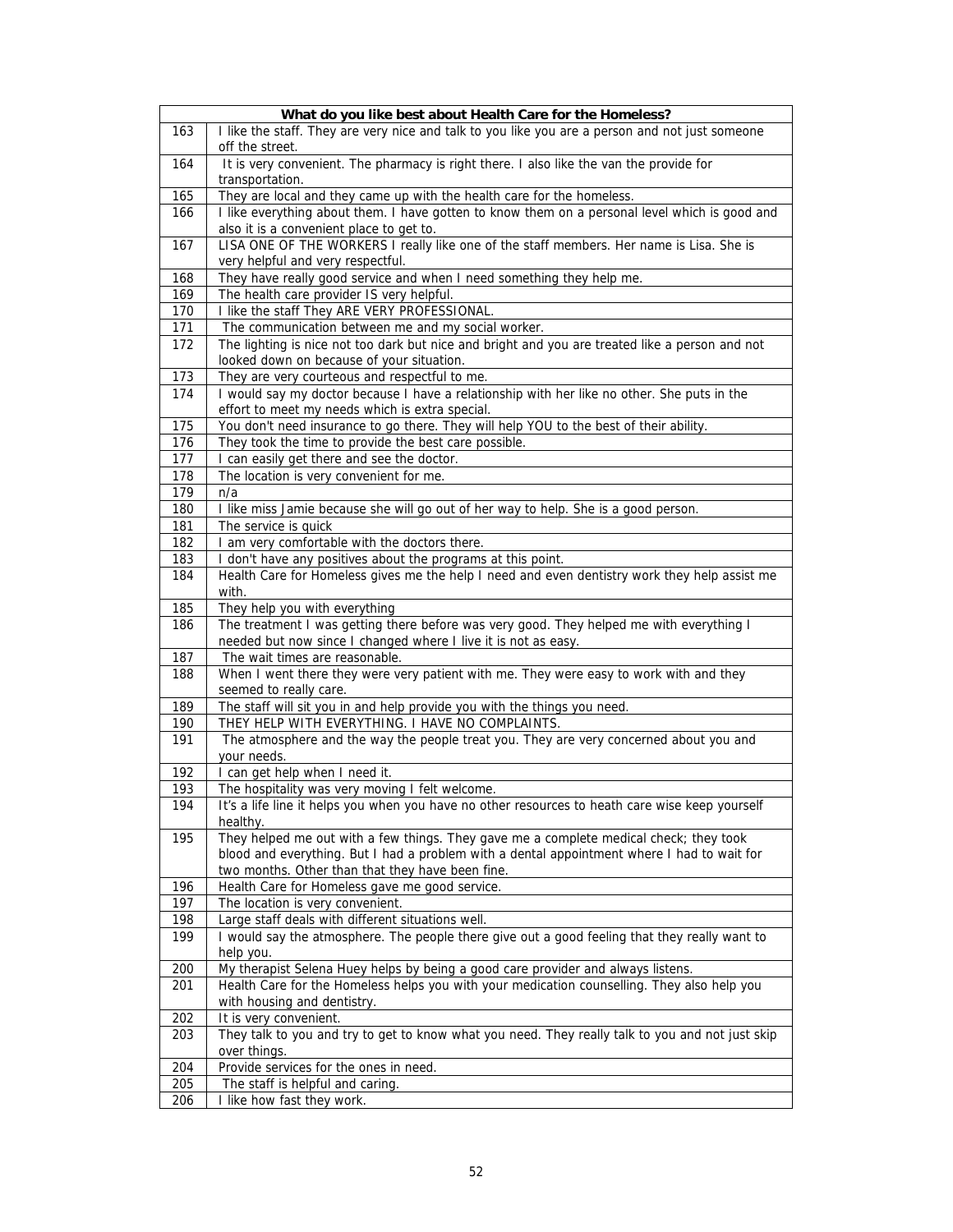| What do you like best about Health Care for the Homeless? | |
|---|---|
| 163 | I like the staff. They are very nice and talk to you like you are a person and not just someone off the street. |
| 164 | It is very convenient. The pharmacy is right there. I also like the van the provide for transportation. |
| 165 | They are local and they came up with the health care for the homeless. |
| 166 | I like everything about them. I have gotten to know them on a personal level which is good and also it is a convenient place to get to. |
| 167 | LISA ONE OF THE WORKERS I really like one of the staff members. Her name is Lisa. She is very helpful and very respectful. |
| 168 | They have really good service and when I need something they help me. |
| 169 | The health care provider IS very helpful. |
| 170 | I like the staff They ARE VERY PROFESSIONAL. |
| 171 | The communication between me and my social worker. |
| 172 | The lighting is nice not too dark but nice and bright and you are treated like a person and not looked down on because of your situation. |
| 173 | They are very courteous and respectful to me. |
| 174 | I would say my doctor because I have a relationship with her like no other. She puts in the effort to meet my needs which is extra special. |
| 175 | You don't need insurance to go there. They will help YOU to the best of their ability. |
| 176 | They took the time to provide the best care possible. |
| 177 | I can easily get there and see the doctor. |
| 178 | The location is very convenient for me. |
| 179 | n/a |
| 180 | I like miss Jamie because she will go out of her way to help. She is a good person. |
| 181 | The service is quick |
| 182 | I am very comfortable with the doctors there. |
| 183 | I don't have any positives about the programs at this point. |
| 184 | Health Care for Homeless gives me the help I need and even dentistry work they help assist me with. |
| 185 | They help you with everything |
| 186 | The treatment I was getting there before was very good. They helped me with everything I needed but now since I changed where I live it is not as easy. |
| 187 | The wait times are reasonable. |
| 188 | When I went there they were very patient with me. They were easy to work with and they seemed to really care. |
| 189 | The staff will sit you in and help provide you with the things you need. |
| 190 | THEY HELP WITH EVERYTHING. I HAVE NO COMPLAINTS. |
| 191 | The atmosphere and the way the people treat you. They are very concerned about you and your needs. |
| 192 | I can get help when I need it. |
| 193 | The hospitality was very moving I felt welcome. |
| 194 | It's a life line it helps you when you have no other resources to heath care wise keep yourself healthy. |
| 195 | They helped me out with a few things. They gave me a complete medical check; they took blood and everything. But I had a problem with a dental appointment where I had to wait for two months. Other than that they have been fine. |
| 196 | Health Care for Homeless gave me good service. |
| 197 | The location is very convenient. |
| 198 | Large staff deals with different situations well. |
| 199 | I would say the atmosphere. The people there give out a good feeling that they really want to help you. |
| 200 | My therapist Selena Huey helps by being a good care provider and always listens. |
| 201 | Health Care for the Homeless helps you with your medication counselling. They also help you with housing and dentistry. |
| 202 | It is very convenient. |
| 203 | They talk to you and try to get to know what you need. They really talk to you and not just skip over things. |
| 204 | Provide services for the ones in need. |
| 205 | The staff is helpful and caring. |
| 206 | I like how fast they work. |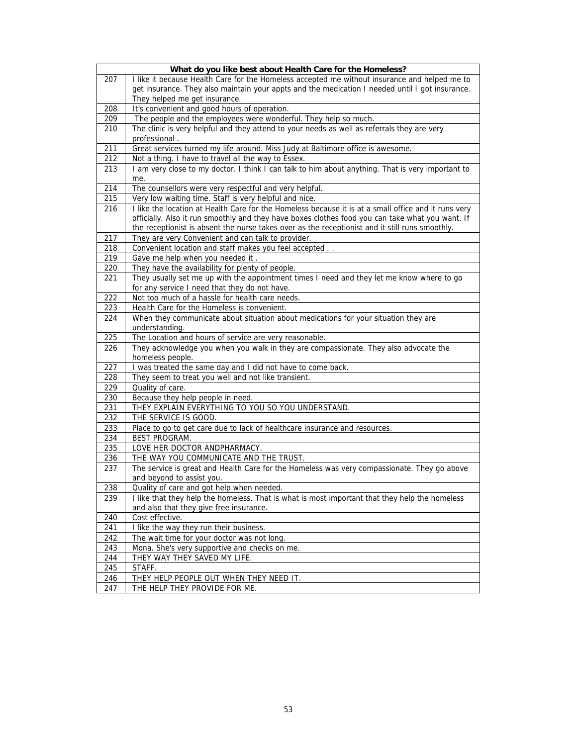| What do you like best about Health Care for the Homeless? | |
|---|---|
| 207 | I like it because Health Care for the Homeless accepted me without insurance and helped me to get insurance. They also maintain your appts and the medication I needed until I got insurance. They helped me get insurance. |
| 208 | It's convenient and good hours of operation. |
| 209 | The people and the employees were wonderful. They help so much. |
| 210 | The clinic is very helpful and they attend to your needs as well as referrals they are very professional . |
| 211 | Great services turned my life around. Miss Judy at Baltimore office is awesome. |
| 212 | Not a thing. I have to travel all the way to Essex. |
| 213 | I am very close to my doctor. I think I can talk to him about anything. That is very important to me. |
| 214 | The counsellors were very respectful and very helpful. |
| 215 | Very low waiting time. Staff is very helpful and nice. |
| 216 | I like the location at Health Care for the Homeless because it is at a small office and it runs very officially. Also it run smoothly and they have boxes clothes food you can take what you want. If the receptionist is absent the nurse takes over as the receptionist and it still runs smoothly. |
| 217 | They are very Convenient and can talk to provider. |
| 218 | Convenient location and staff makes you feel accepted . . |
| 219 | Gave me help when you needed it . |
| 220 | They have the availability for plenty of people. |
| 221 | They usually set me up with the appointment times I need and they let me know where to go for any service I need that they do not have. |
| 222 | Not too much of a hassle for health care needs. |
| 223 | Health Care for the Homeless is convenient. |
| 224 | When they communicate about situation about medications for your situation they are understanding. |
| 225 | The Location and hours of service are very reasonable. |
| 226 | They acknowledge you when you walk in they are compassionate. They also advocate the homeless people. |
| 227 | I was treated the same day and I did not have to come back. |
| 228 | They seem to treat you well and not like transient. |
| 229 | Quality of care. |
| 230 | Because they help people in need. |
| 231 | THEY EXPLAIN EVERYTHING TO YOU SO YOU UNDERSTAND. |
| 232 | THE SERVICE IS GOOD. |
| 233 | Place to go to get care due to lack of healthcare insurance and resources. |
| 234 | BEST PROGRAM. |
| 235 | LOVE HER DOCTOR ANDPHARMACY. |
| 236 | THE WAY YOU COMMUNICATE AND THE TRUST. |
| 237 | The service is great and Health Care for the Homeless was very compassionate. They go above and beyond to assist you. |
| 238 | Quality of care and got help when needed. |
| 239 | I like that they help the homeless. That is what is most important that they help the homeless and also that they give free insurance. |
| 240 | Cost effective. |
| 241 | I like the way they run their business. |
| 242 | The wait time for your doctor was not long. |
| 243 | Mona. She's very supportive and checks on me. |
| 244 | THEY WAY THEY SAVED MY LIFE. |
| 245 | STAFF. |
| 246 | THEY HELP PEOPLE OUT WHEN THEY NEED IT. |
| 247 | THE HELP THEY PROVIDE FOR ME. |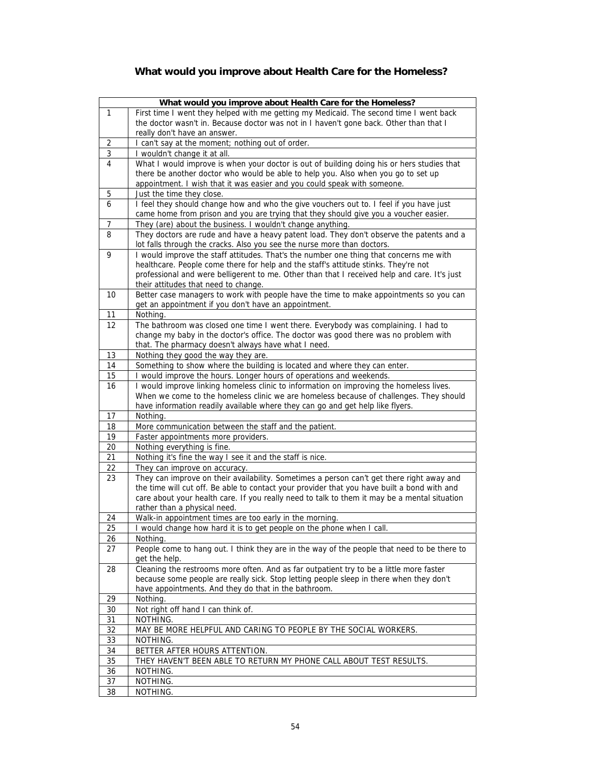## What would you improve about Health Care for the Homeless?

| | What would you improve about Health Care for the Homeless? |
|---|---|
| 1 | First time I went they helped with me getting my Medicaid. The second time I went back the doctor wasn't in. Because doctor was not in I haven't gone back. Other than that I really don't have an answer. |
| 2 | I can't say at the moment; nothing out of order. |
| 3 | I wouldn't change it at all. |
| 4 | What I would improve is when your doctor is out of building doing his or hers studies that there be another doctor who would be able to help you. Also when you go to set up appointment. I wish that it was easier and you could speak with someone. |
| 5 | Just the time they close. |
| 6 | I feel they should change how and who the give vouchers out to. I feel if you have just came home from prison and you are trying that they should give you a voucher easier. |
| 7 | They (are) about the business. I wouldn't change anything. |
| 8 | They doctors are rude and have a heavy patent load. They don't observe the patents and a lot falls through the cracks. Also you see the nurse more than doctors. |
| 9 | I would improve the staff attitudes. That's the number one thing that concerns me with healthcare. People come there for help and the staff's attitude stinks. They're not professional and were belligerent to me. Other than that I received help and care. It's just their attitudes that need to change. |
| 10 | Better case managers to work with people have the time to make appointments so you can get an appointment if you don't have an appointment. |
| 11 | Nothing. |
| 12 | The bathroom was closed one time I went there. Everybody was complaining. I had to change my baby in the doctor's office. The doctor was good there was no problem with that. The pharmacy doesn't always have what I need. |
| 13 | Nothing they good the way they are. |
| 14 | Something to show where the building is located and where they can enter. |
| 15 | I would improve the hours. Longer hours of operations and weekends. |
| 16 | I would improve linking homeless clinic to information on improving the homeless lives. When we come to the homeless clinic we are homeless because of challenges. They should have information readily available where they can go and get help like flyers. |
| 17 | Nothing. |
| 18 | More communication between the staff and the patient. |
| 19 | Faster appointments more providers. |
| 20 | Nothing everything is fine. |
| 21 | Nothing it's fine the way I see it and the staff is nice. |
| 22 | They can improve on accuracy. |
| 23 | They can improve on their availability. Sometimes a person can't get there right away and the time will cut off. Be able to contact your provider that you have built a bond with and care about your health care. If you really need to talk to them it may be a mental situation rather than a physical need. |
| 24 | Walk-in appointment times are too early in the morning. |
| 25 | I would change how hard it is to get people on the phone when I call. |
| 26 | Nothing. |
| 27 | People come to hang out. I think they are in the way of the people that need to be there to get the help. |
| 28 | Cleaning the restrooms more often. And as far outpatient try to be a little more faster because some people are really sick. Stop letting people sleep in there when they don't have appointments. And they do that in the bathroom. |
| 29 | Nothing. |
| 30 | Not right off hand I can think of. |
| 31 | NOTHING. |
| 32 | MAY BE MORE HELPFUL AND CARING TO PEOPLE BY THE SOCIAL WORKERS. |
| 33 | NOTHING. |
| 34 | BETTER AFTER HOURS ATTENTION. |
| 35 | THEY HAVEN'T BEEN ABLE TO RETURN MY PHONE CALL ABOUT TEST RESULTS. |
| 36 | NOTHING. |
| 37 | NOTHING. |
| 38 | NOTHING. |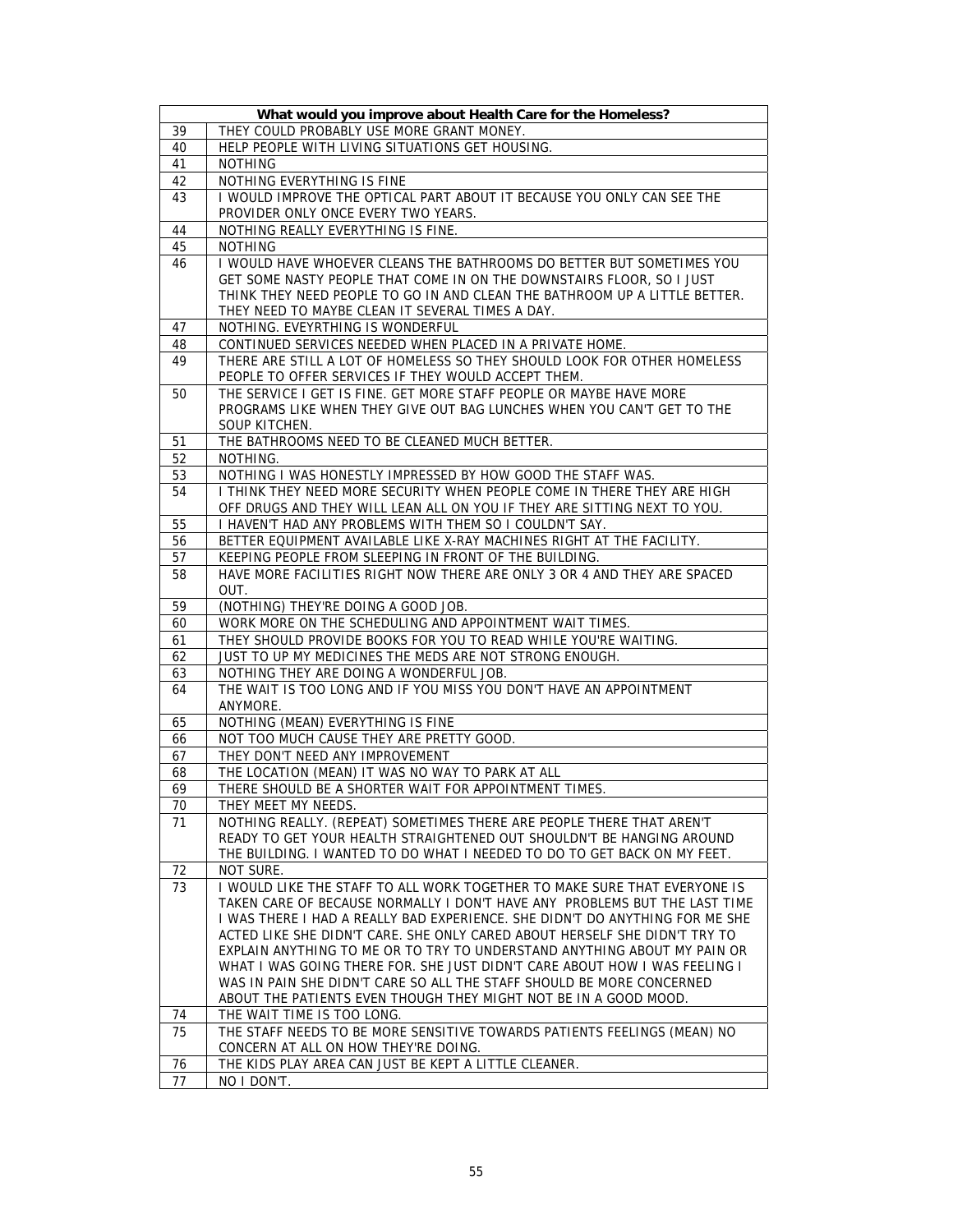| What would you improve about Health Care for the Homeless? | |
|---|---|
| 39 | THEY COULD PROBABLY USE MORE GRANT MONEY. |
| 40 | HELP PEOPLE WITH LIVING SITUATIONS GET HOUSING. |
| 41 | NOTHING |
| 42 | NOTHING EVERYTHING IS FINE |
| 43 | I WOULD IMPROVE THE OPTICAL PART ABOUT IT BECAUSE YOU ONLY CAN SEE THE PROVIDER ONLY ONCE EVERY TWO YEARS. |
| 44 | NOTHING REALLY EVERYTHING IS FINE. |
| 45 | NOTHING |
| 46 | I WOULD HAVE WHOEVER CLEANS THE BATHROOMS DO BETTER BUT SOMETIMES YOU GET SOME NASTY PEOPLE THAT COME IN ON THE DOWNSTAIRS FLOOR, SO I JUST THINK THEY NEED PEOPLE TO GO IN AND CLEAN THE BATHROOM UP A LITTLE BETTER. THEY NEED TO MAYBE CLEAN IT SEVERAL TIMES A DAY. |
| 47 | NOTHING. EVEYRTHING IS WONDERFUL |
| 48 | CONTINUED SERVICES NEEDED WHEN PLACED IN A PRIVATE HOME. |
| 49 | THERE ARE STILL A LOT OF HOMELESS SO THEY SHOULD LOOK FOR OTHER HOMELESS PEOPLE TO OFFER SERVICES IF THEY WOULD ACCEPT THEM. |
| 50 | THE SERVICE I GET IS FINE. GET MORE STAFF PEOPLE OR MAYBE HAVE MORE PROGRAMS LIKE WHEN THEY GIVE OUT BAG LUNCHES WHEN YOU CAN'T GET TO THE SOUP KITCHEN. |
| 51 | THE BATHROOMS NEED TO BE CLEANED MUCH BETTER. |
| 52 | NOTHING. |
| 53 | NOTHING I WAS HONESTLY IMPRESSED BY HOW GOOD THE STAFF WAS. |
| 54 | I THINK THEY NEED MORE SECURITY WHEN PEOPLE COME IN THERE THEY ARE HIGH OFF DRUGS AND THEY WILL LEAN ALL ON YOU IF THEY ARE SITTING NEXT TO YOU. |
| 55 | I HAVEN'T HAD ANY PROBLEMS WITH THEM SO I COULDN'T SAY. |
| 56 | BETTER EQUIPMENT AVAILABLE LIKE X-RAY MACHINES RIGHT AT THE FACILITY. |
| 57 | KEEPING PEOPLE FROM SLEEPING IN FRONT OF THE BUILDING. |
| 58 | HAVE MORE FACILITIES RIGHT NOW THERE ARE ONLY 3 OR 4 AND THEY ARE SPACED OUT. |
| 59 | (NOTHING) THEY'RE DOING A GOOD JOB. |
| 60 | WORK MORE ON THE SCHEDULING AND APPOINTMENT WAIT TIMES. |
| 61 | THEY SHOULD PROVIDE BOOKS FOR YOU TO READ WHILE YOU'RE WAITING. |
| 62 | JUST TO UP MY MEDICINES THE MEDS ARE NOT STRONG ENOUGH. |
| 63 | NOTHING THEY ARE DOING A WONDERFUL JOB. |
| 64 | THE WAIT IS TOO LONG AND IF YOU MISS YOU DON'T HAVE AN APPOINTMENT ANYMORE. |
| 65 | NOTHING (MEAN) EVERYTHING IS FINE |
| 66 | NOT TOO MUCH CAUSE THEY ARE PRETTY GOOD. |
| 67 | THEY DON'T NEED ANY IMPROVEMENT |
| 68 | THE LOCATION (MEAN) IT WAS NO WAY TO PARK AT ALL |
| 69 | THERE SHOULD BE A SHORTER WAIT FOR APPOINTMENT TIMES. |
| 70 | THEY MEET MY NEEDS. |
| 71 | NOTHING REALLY. (REPEAT) SOMETIMES THERE ARE PEOPLE THERE THAT AREN'T READY TO GET YOUR HEALTH STRAIGHTENED OUT SHOULDN'T BE HANGING AROUND THE BUILDING. I WANTED TO DO WHAT I NEEDED TO DO TO GET BACK ON MY FEET. |
| 72 | NOT SURE. |
| 73 | I WOULD LIKE THE STAFF TO ALL WORK TOGETHER TO MAKE SURE THAT EVERYONE IS TAKEN CARE OF BECAUSE NORMALLY I DON'T HAVE ANY PROBLEMS BUT THE LAST TIME I WAS THERE I HAD A REALLY BAD EXPERIENCE. SHE DIDN'T DO ANYTHING FOR ME SHE ACTED LIKE SHE DIDN'T CARE. SHE ONLY CARED ABOUT HERSELF SHE DIDN'T TRY TO EXPLAIN ANYTHING TO ME OR TO TRY TO UNDERSTAND ANYTHING ABOUT MY PAIN OR WHAT I WAS GOING THERE FOR. SHE JUST DIDN'T CARE ABOUT HOW I WAS FEELING I WAS IN PAIN SHE DIDN'T CARE SO ALL THE STAFF SHOULD BE MORE CONCERNED ABOUT THE PATIENTS EVEN THOUGH THEY MIGHT NOT BE IN A GOOD MOOD. |
| 74 | THE WAIT TIME IS TOO LONG. |
| 75 | THE STAFF NEEDS TO BE MORE SENSITIVE TOWARDS PATIENTS FEELINGS (MEAN) NO CONCERN AT ALL ON HOW THEY'RE DOING. |
| 76 | THE KIDS PLAY AREA CAN JUST BE KEPT A LITTLE CLEANER. |
| 77 | NO I DON'T. |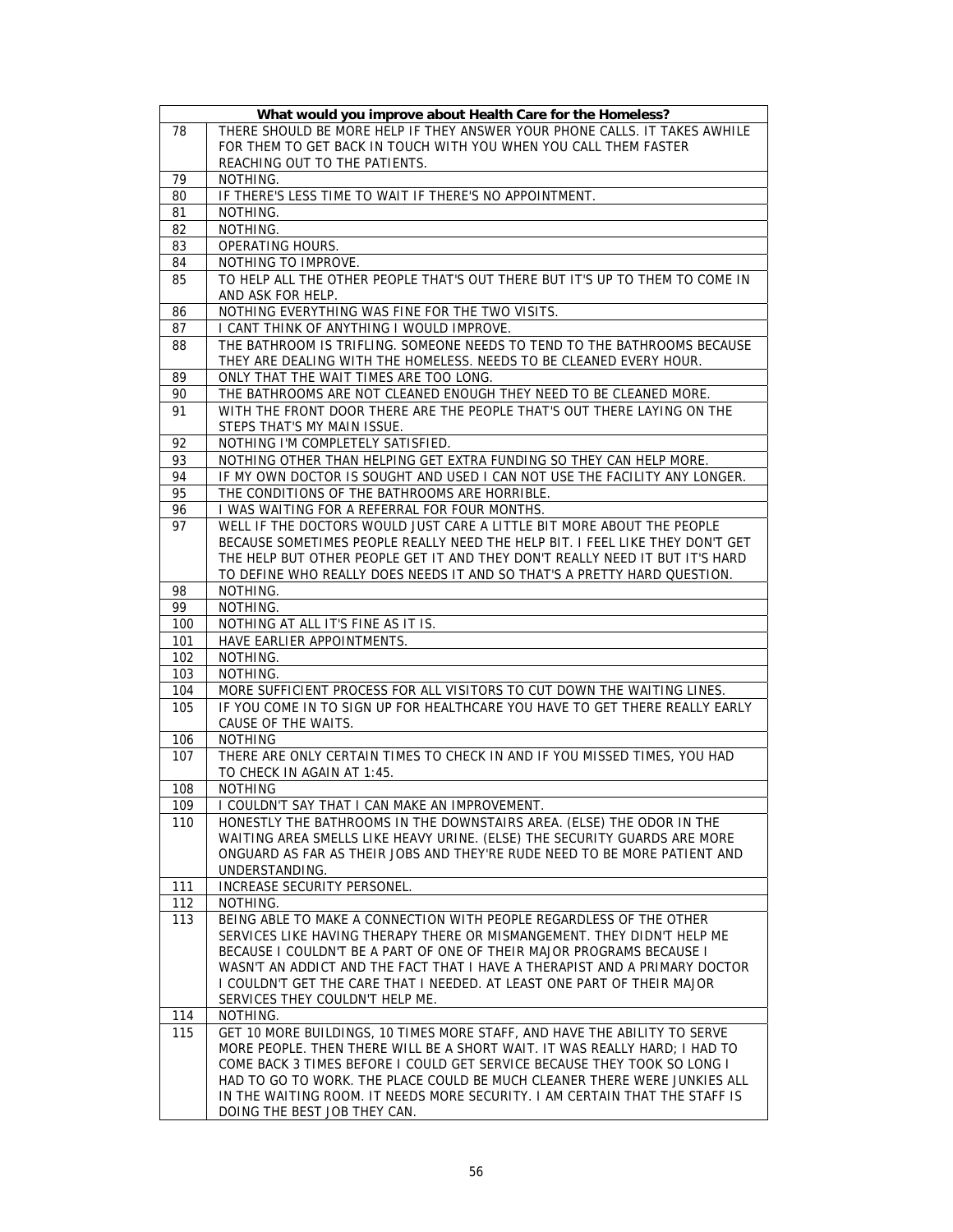| | What would you improve about Health Care for the Homeless? |
|---|---|
| 78 | THERE SHOULD BE MORE HELP IF THEY ANSWER YOUR PHONE CALLS. IT TAKES AWHILE FOR THEM TO GET BACK IN TOUCH WITH YOU WHEN YOU CALL THEM FASTER REACHING OUT TO THE PATIENTS. |
| 79 | NOTHING. |
| 80 | IF THERE'S LESS TIME TO WAIT IF THERE'S NO APPOINTMENT. |
| 81 | NOTHING. |
| 82 | NOTHING. |
| 83 | OPERATING HOURS. |
| 84 | NOTHING TO IMPROVE. |
| 85 | TO HELP ALL THE OTHER PEOPLE THAT'S OUT THERE BUT IT'S UP TO THEM TO COME IN AND ASK FOR HELP. |
| 86 | NOTHING EVERYTHING WAS FINE FOR THE TWO VISITS. |
| 87 | I CANT THINK OF ANYTHING I WOULD IMPROVE. |
| 88 | THE BATHROOM IS TRIFLING. SOMEONE NEEDS TO TEND TO THE BATHROOMS BECAUSE THEY ARE DEALING WITH THE HOMELESS. NEEDS TO BE CLEANED EVERY HOUR. |
| 89 | ONLY THAT THE WAIT TIMES ARE TOO LONG. |
| 90 | THE BATHROOMS ARE NOT CLEANED ENOUGH THEY NEED TO BE CLEANED MORE. |
| 91 | WITH THE FRONT DOOR THERE ARE THE PEOPLE THAT'S OUT THERE LAYING ON THE STEPS THAT'S MY MAIN ISSUE. |
| 92 | NOTHING I'M COMPLETELY SATISFIED. |
| 93 | NOTHING OTHER THAN HELPING GET EXTRA FUNDING SO THEY CAN HELP MORE. |
| 94 | IF MY OWN DOCTOR IS SOUGHT AND USED I CAN NOT USE THE FACILITY ANY LONGER. |
| 95 | THE CONDITIONS OF THE BATHROOMS ARE HORRIBLE. |
| 96 | I WAS WAITING FOR A REFERRAL FOR FOUR MONTHS. |
| 97 | WELL IF THE DOCTORS WOULD JUST CARE A LITTLE BIT MORE ABOUT THE PEOPLE BECAUSE SOMETIMES PEOPLE REALLY NEED THE HELP BIT. I FEEL LIKE THEY DON'T GET THE HELP BUT OTHER PEOPLE GET IT AND THEY DON'T REALLY NEED IT BUT IT'S HARD TO DEFINE WHO REALLY DOES NEEDS IT AND SO THAT'S A PRETTY HARD QUESTION. |
| 98 | NOTHING. |
| 99 | NOTHING. |
| 100 | NOTHING AT ALL IT'S FINE AS IT IS. |
| 101 | HAVE EARLIER APPOINTMENTS. |
| 102 | NOTHING. |
| 103 | NOTHING. |
| 104 | MORE SUFFICIENT PROCESS FOR ALL VISITORS TO CUT DOWN THE WAITING LINES. |
| 105 | IF YOU COME IN TO SIGN UP FOR HEALTHCARE YOU HAVE TO GET THERE REALLY EARLY CAUSE OF THE WAITS. |
| 106 | NOTHING |
| 107 | THERE ARE ONLY CERTAIN TIMES TO CHECK IN AND IF YOU MISSED TIMES, YOU HAD TO CHECK IN AGAIN AT 1:45. |
| 108 | NOTHING |
| 109 | I COULDN'T SAY THAT I CAN MAKE AN IMPROVEMENT. |
| 110 | HONESTLY THE BATHROOMS IN THE DOWNSTAIRS AREA. (ELSE) THE ODOR IN THE WAITING AREA SMELLS LIKE HEAVY URINE. (ELSE) THE SECURITY GUARDS ARE MORE ONGUARD AS FAR AS THEIR JOBS AND THEY'RE RUDE NEED TO BE MORE PATIENT AND UNDERSTANDING. |
| 111 | INCREASE SECURITY PERSONEL. |
| 112 | NOTHING. |
| 113 | BEING ABLE TO MAKE A CONNECTION WITH PEOPLE REGARDLESS OF THE OTHER SERVICES LIKE HAVING THERAPY THERE OR MISMANGEMENT. THEY DIDN'T HELP ME BECAUSE I COULDN'T BE A PART OF ONE OF THEIR MAJOR PROGRAMS BECAUSE I WASN'T AN ADDICT AND THE FACT THAT I HAVE A THERAPIST AND A PRIMARY DOCTOR I COULDN'T GET THE CARE THAT I NEEDED. AT LEAST ONE PART OF THEIR MAJOR SERVICES THEY COULDN'T HELP ME. |
| 114 | NOTHING. |
| 115 | GET 10 MORE BUILDINGS, 10 TIMES MORE STAFF, AND HAVE THE ABILITY TO SERVE MORE PEOPLE. THEN THERE WILL BE A SHORT WAIT. IT WAS REALLY HARD; I HAD TO COME BACK 3 TIMES BEFORE I COULD GET SERVICE BECAUSE THEY TOOK SO LONG I HAD TO GO TO WORK. THE PLACE COULD BE MUCH CLEANER THERE WERE JUNKIES ALL IN THE WAITING ROOM. IT NEEDS MORE SECURITY. I AM CERTAIN THAT THE STAFF IS DOING THE BEST JOB THEY CAN. |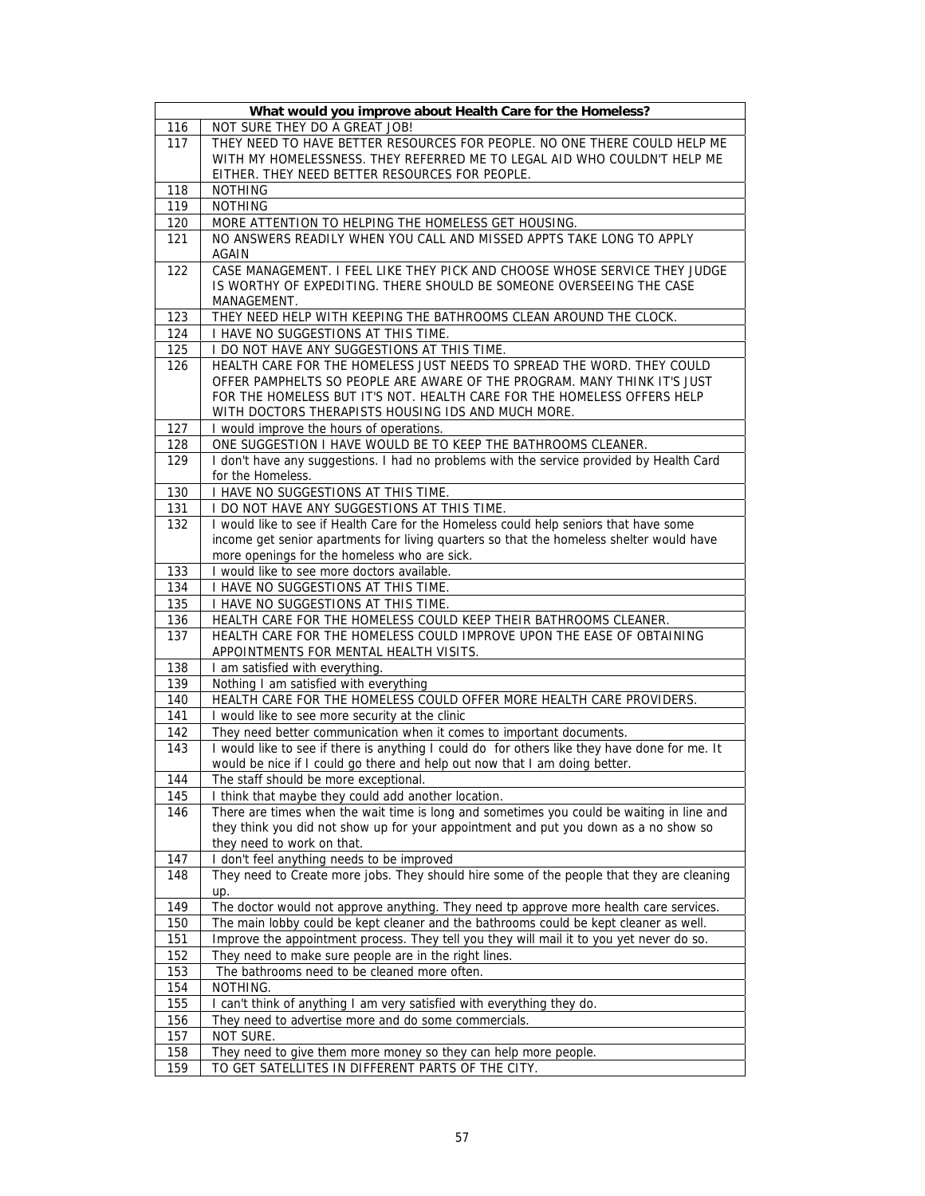| What would you improve about Health Care for the Homeless? | |
|---|---|
| 116 | NOT SURE THEY DO A GREAT JOB! |
| 117 | THEY NEED TO HAVE BETTER RESOURCES FOR PEOPLE. NO ONE THERE COULD HELP ME WITH MY HOMELESSNESS. THEY REFERRED ME TO LEGAL AID WHO COULDN'T HELP ME EITHER. THEY NEED BETTER RESOURCES FOR PEOPLE. |
| 118 | NOTHING |
| 119 | NOTHING |
| 120 | MORE ATTENTION TO HELPING THE HOMELESS GET HOUSING. |
| 121 | NO ANSWERS READILY WHEN YOU CALL AND MISSED APPTS TAKE LONG TO APPLY AGAIN |
| 122 | CASE MANAGEMENT. I FEEL LIKE THEY PICK AND CHOOSE WHOSE SERVICE THEY JUDGE IS WORTHY OF EXPEDITING. THERE SHOULD BE SOMEONE OVERSEEING THE CASE MANAGEMENT. |
| 123 | THEY NEED HELP WITH KEEPING THE BATHROOMS CLEAN AROUND THE CLOCK. |
| 124 | I HAVE NO SUGGESTIONS AT THIS TIME. |
| 125 | I DO NOT HAVE ANY SUGGESTIONS AT THIS TIME. |
| 126 | HEALTH CARE FOR THE HOMELESS JUST NEEDS TO SPREAD THE WORD. THEY COULD OFFER PAMPHELTS SO PEOPLE ARE AWARE OF THE PROGRAM. MANY THINK IT'S JUST FOR THE HOMELESS BUT IT'S NOT. HEALTH CARE FOR THE HOMELESS OFFERS HELP WITH DOCTORS THERAPISTS HOUSING IDS AND MUCH MORE. |
| 127 | I would improve the hours of operations. |
| 128 | ONE SUGGESTION I HAVE WOULD BE TO KEEP THE BATHROOMS CLEANER. |
| 129 | I don't have any suggestions. I had no problems with the service provided by Health Card for the Homeless. |
| 130 | I HAVE NO SUGGESTIONS AT THIS TIME. |
| 131 | I DO NOT HAVE ANY SUGGESTIONS AT THIS TIME. |
| 132 | I would like to see if Health Care for the Homeless could help seniors that have some income get senior apartments for living quarters so that the homeless shelter would have more openings for the homeless who are sick. |
| 133 | I would like to see more doctors available. |
| 134 | I HAVE NO SUGGESTIONS AT THIS TIME. |
| 135 | I HAVE NO SUGGESTIONS AT THIS TIME. |
| 136 | HEALTH CARE FOR THE HOMELESS COULD KEEP THEIR BATHROOMS CLEANER. |
| 137 | HEALTH CARE FOR THE HOMELESS COULD IMPROVE UPON THE EASE OF OBTAINING APPOINTMENTS FOR MENTAL HEALTH VISITS. |
| 138 | I am satisfied with everything. |
| 139 | Nothing I am satisfied with everything |
| 140 | HEALTH CARE FOR THE HOMELESS COULD OFFER MORE HEALTH CARE PROVIDERS. |
| 141 | I would like to see more security at the clinic |
| 142 | They need better communication when it comes to important documents. |
| 143 | I would like to see if there is anything I could do for others like they have done for me. It would be nice if I could go there and help out now that I am doing better. |
| 144 | The staff should be more exceptional. |
| 145 | I think that maybe they could add another location. |
| 146 | There are times when the wait time is long and sometimes you could be waiting in line and they think you did not show up for your appointment and put you down as a no show so they need to work on that. |
| 147 | I don't feel anything needs to be improved |
| 148 | They need to Create more jobs. They should hire some of the people that they are cleaning up. |
| 149 | The doctor would not approve anything. They need tp approve more health care services. |
| 150 | The main lobby could be kept cleaner and the bathrooms could be kept cleaner as well. |
| 151 | Improve the appointment process. They tell you they will mail it to you yet never do so. |
| 152 | They need to make sure people are in the right lines. |
| 153 | The bathrooms need to be cleaned more often. |
| 154 | NOTHING. |
| 155 | I can't think of anything I am very satisfied with everything they do. |
| 156 | They need to advertise more and do some commercials. |
| 157 | NOT SURE. |
| 158 | They need to give them more money so they can help more people. |
| 159 | TO GET SATELLITES IN DIFFERENT PARTS OF THE CITY. |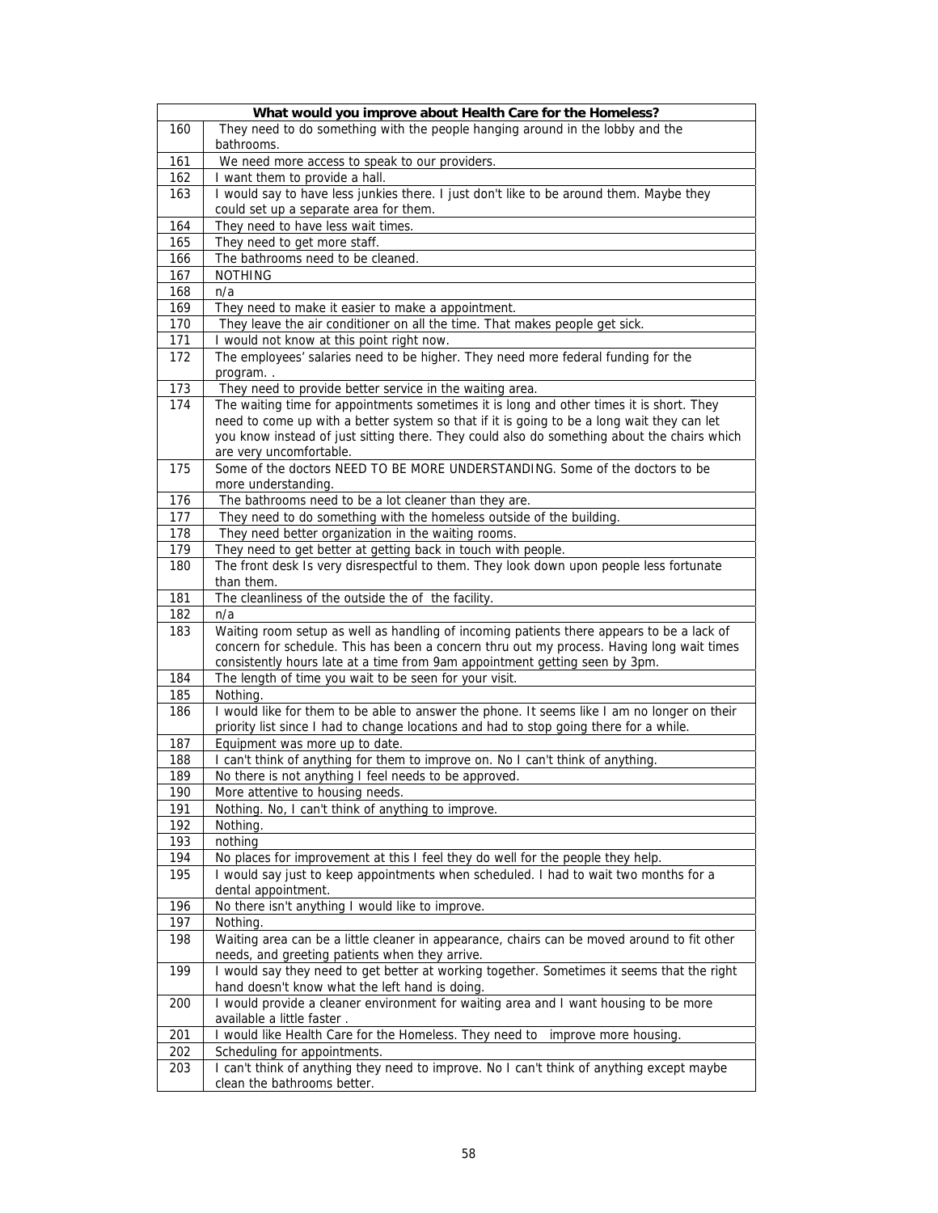| What would you improve about Health Care for the Homeless? | |
|---|---|
| 160 | They need to do something with the people hanging around in the lobby and the bathrooms. |
| 161 | We need more access to speak to our providers. |
| 162 | I want them to provide a hall. |
| 163 | I would say to have less junkies there. I just don't like to be around them. Maybe they could set up a separate area for them. |
| 164 | They need to have less wait times. |
| 165 | They need to get more staff. |
| 166 | The bathrooms need to be cleaned. |
| 167 | NOTHING |
| 168 | n/a |
| 169 | They need to make it easier to make a appointment. |
| 170 | They leave the air conditioner on all the time. That makes people get sick. |
| 171 | I would not know at this point right now. |
| 172 | The employees' salaries need to be higher. They need more federal funding for the program. . |
| 173 | They need to provide better service in the waiting area. |
| 174 | The waiting time for appointments sometimes it is long and other times it is short. They need to come up with a better system so that if it is going to be a long wait they can let you know instead of just sitting there. They could also do something about the chairs which are very uncomfortable. |
| 175 | Some of the doctors NEED TO BE MORE UNDERSTANDING. Some of the doctors to be more understanding. |
| 176 | The bathrooms need to be a lot cleaner than they are. |
| 177 | They need to do something with the homeless outside of the building. |
| 178 | They need better organization in the waiting rooms. |
| 179 | They need to get better at getting back in touch with people. |
| 180 | The front desk Is very disrespectful to them. They look down upon people less fortunate than them. |
| 181 | The cleanliness of the outside the of the facility. |
| 182 | n/a |
| 183 | Waiting room setup as well as handling of incoming patients there appears to be a lack of concern for schedule. This has been a concern thru out my process. Having long wait times consistently hours late at a time from 9am appointment getting seen by 3pm. |
| 184 | The length of time you wait to be seen for your visit. |
| 185 | Nothing. |
| 186 | I would like for them to be able to answer the phone. It seems like I am no longer on their priority list since I had to change locations and had to stop going there for a while. |
| 187 | Equipment was more up to date. |
| 188 | I can't think of anything for them to improve on. No I can't think of anything. |
| 189 | No there is not anything I feel needs to be approved. |
| 190 | More attentive to housing needs. |
| 191 | Nothing. No, I can't think of anything to improve. |
| 192 | Nothing. |
| 193 | nothing |
| 194 | No places for improvement at this I feel they do well for the people they help. |
| 195 | I would say just to keep appointments when scheduled. I had to wait two months for a dental appointment. |
| 196 | No there isn't anything I would like to improve. |
| 197 | Nothing. |
| 198 | Waiting area can be a little cleaner in appearance, chairs can be moved around to fit other needs, and greeting patients when they arrive. |
| 199 | I would say they need to get better at working together. Sometimes it seems that the right hand doesn't know what the left hand is doing. |
| 200 | I would provide a cleaner environment for waiting area and I want housing to be more available a little faster . |
| 201 | I would like Health Care for the Homeless. They need to improve more housing. |
| 202 | Scheduling for appointments. |
| 203 | I can't think of anything they need to improve. No I can't think of anything except maybe clean the bathrooms better. |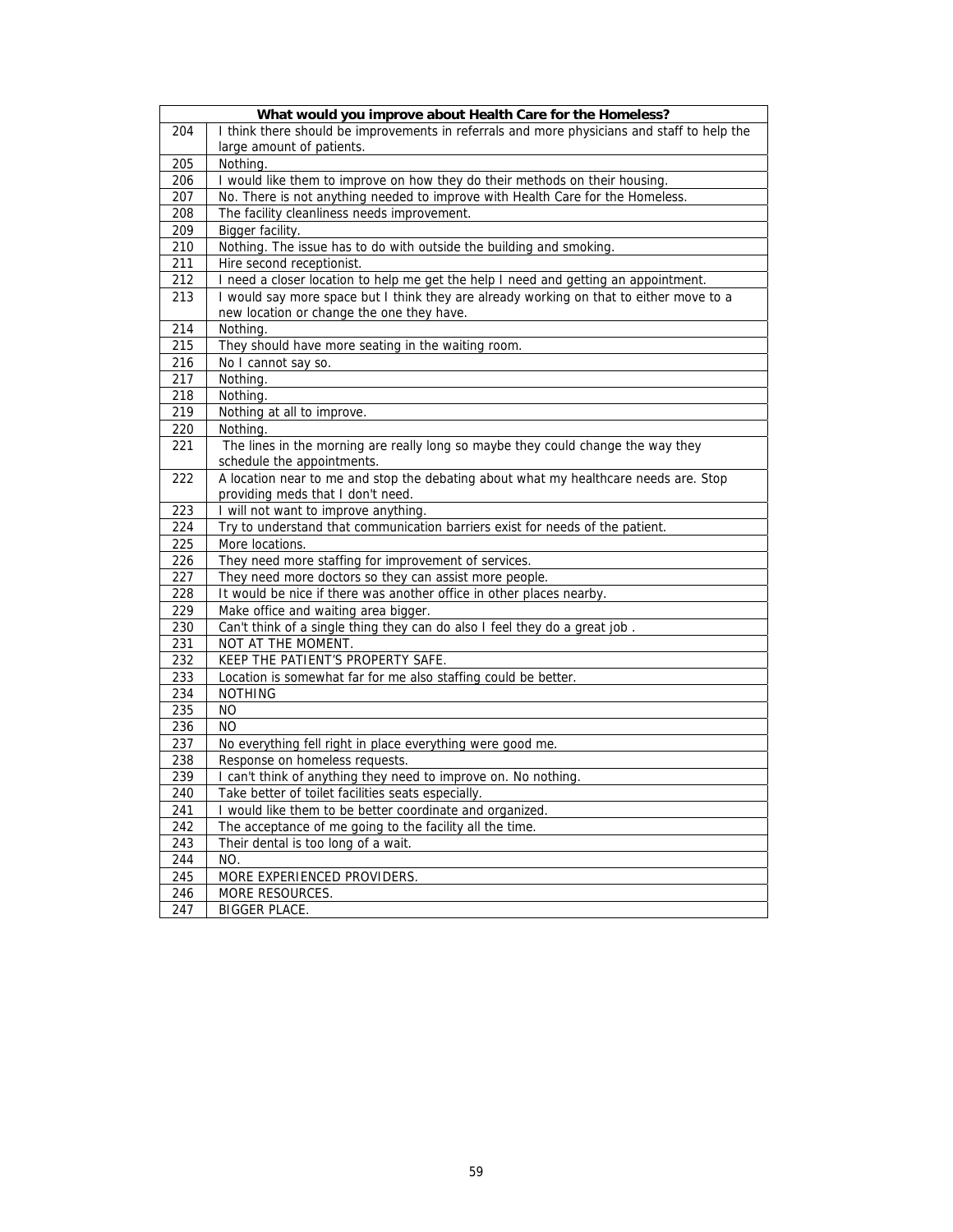| What would you improve about Health Care for the Homeless? | |
|---|---|
| 204 | I think there should be improvements in referrals and more physicians and staff to help the large amount of patients. |
| 205 | Nothing. |
| 206 | I would like them to improve on how they do their methods on their housing. |
| 207 | No. There is not anything needed to improve with Health Care for the Homeless. |
| 208 | The facility cleanliness needs improvement. |
| 209 | Bigger facility. |
| 210 | Nothing. The issue has to do with outside the building and smoking. |
| 211 | Hire second receptionist. |
| 212 | I need a closer location to help me get the help I need and getting an appointment. |
| 213 | I would say more space but I think they are already working on that to either move to a new location or change the one they have. |
| 214 | Nothing. |
| 215 | They should have more seating in the waiting room. |
| 216 | No I cannot say so. |
| 217 | Nothing. |
| 218 | Nothing. |
| 219 | Nothing at all to improve. |
| 220 | Nothing. |
| 221 | The lines in the morning are really long so maybe they could change the way they schedule the appointments. |
| 222 | A location near to me and stop the debating about what my healthcare needs are. Stop providing meds that I don't need. |
| 223 | I will not want to improve anything. |
| 224 | Try to understand that communication barriers exist for needs of the patient. |
| 225 | More locations. |
| 226 | They need more staffing for improvement of services. |
| 227 | They need more doctors so they can assist more people. |
| 228 | It would be nice if there was another office in other places nearby. |
| 229 | Make office and waiting area bigger. |
| 230 | Can't think of a single thing they can do also I feel they do a great job . |
| 231 | NOT AT THE MOMENT. |
| 232 | KEEP THE PATIENT'S PROPERTY SAFE. |
| 233 | Location is somewhat far for me also staffing could be better. |
| 234 | NOTHING |
| 235 | NO |
| 236 | NO |
| 237 | No everything fell right in place everything were good me. |
| 238 | Response on homeless requests. |
| 239 | I can't think of anything they need to improve on. No nothing. |
| 240 | Take better of toilet facilities seats especially. |
| 241 | I would like them to be better coordinate and organized. |
| 242 | The acceptance of me going to the facility all the time. |
| 243 | Their dental is too long of a wait. |
| 244 | NO. |
| 245 | MORE EXPERIENCED PROVIDERS. |
| 246 | MORE RESOURCES. |
| 247 | BIGGER PLACE. |